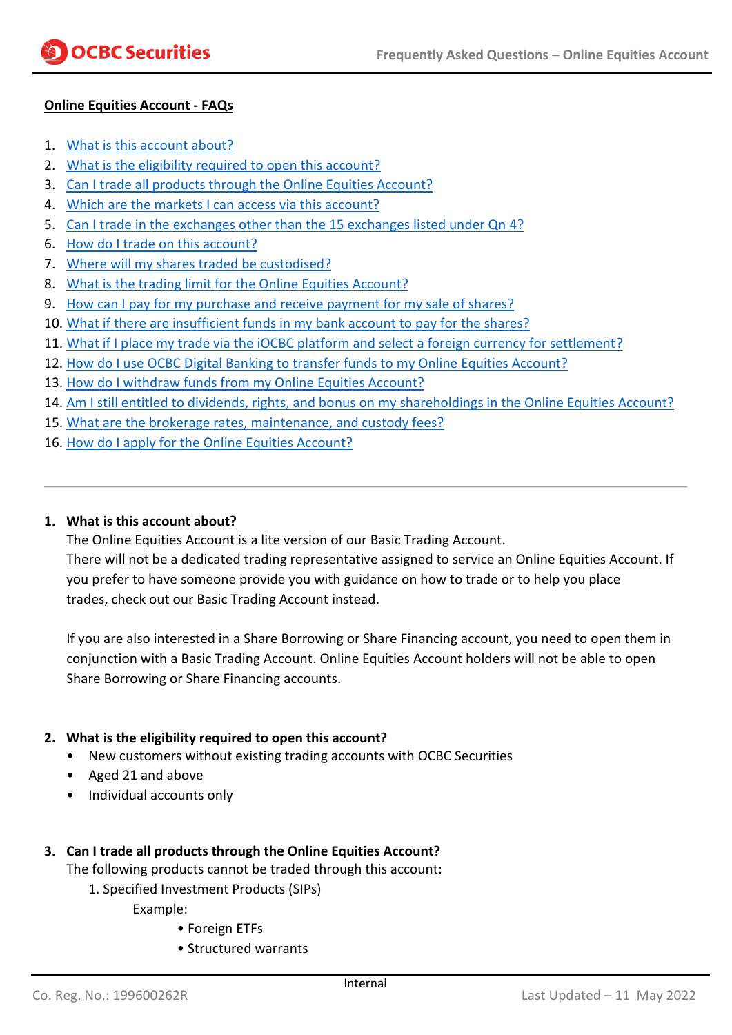## Online Equities Account - FAQs

1. What is this account about?
2. What is the eligibility required to open this account?
3. Can I trade all products through the Online Equities Account?
4. Which are the markets I can access via this account?
5. Can I trade in the exchanges other than the 15 exchanges listed under Qn 4?
6. How do I trade on this account?
7. Where will my shares traded be custodised?
8. What is the trading limit for the Online Equities Account?
9. How can I pay for my purchase and receive payment for my sale of shares?
10. What if there are insufficient funds in my bank account to pay for the shares?
11. What if I place my trade via the iOCBC platform and select a foreign currency for settlement?
12. How do I use OCBC Digital Banking to transfer funds to my Online Equities Account?
13. How do I withdraw funds from my Online Equities Account?
14. Am I still entitled to dividends, rights, and bonus on my shareholdings in the Online Equities Account?
15. What are the brokerage rates, maintenance, and custody fees?
16. How do I apply for the Online Equities Account?

---

### 1. What is this account about?

The Online Equities Account is a lite version of our Basic Trading Account.
There will not be a dedicated trading representative assigned to service an Online Equities Account. If you prefer to have someone provide you with guidance on how to trade or to help you place trades, check out our Basic Trading Account instead.

If you are also interested in a Share Borrowing or Share Financing account, you need to open them in conjunction with a Basic Trading Account. Online Equities Account holders will not be able to open Share Borrowing or Share Financing accounts.

### 2. What is the eligibility required to open this account?

- New customers without existing trading accounts with OCBC Securities
- Aged 21 and above
- Individual accounts only

### 3. Can I trade all products through the Online Equities Account?

The following products cannot be traded through this account:

1. Specified Investment Products (SIPs)

   Example:

   - Foreign ETFs
   - Structured warrants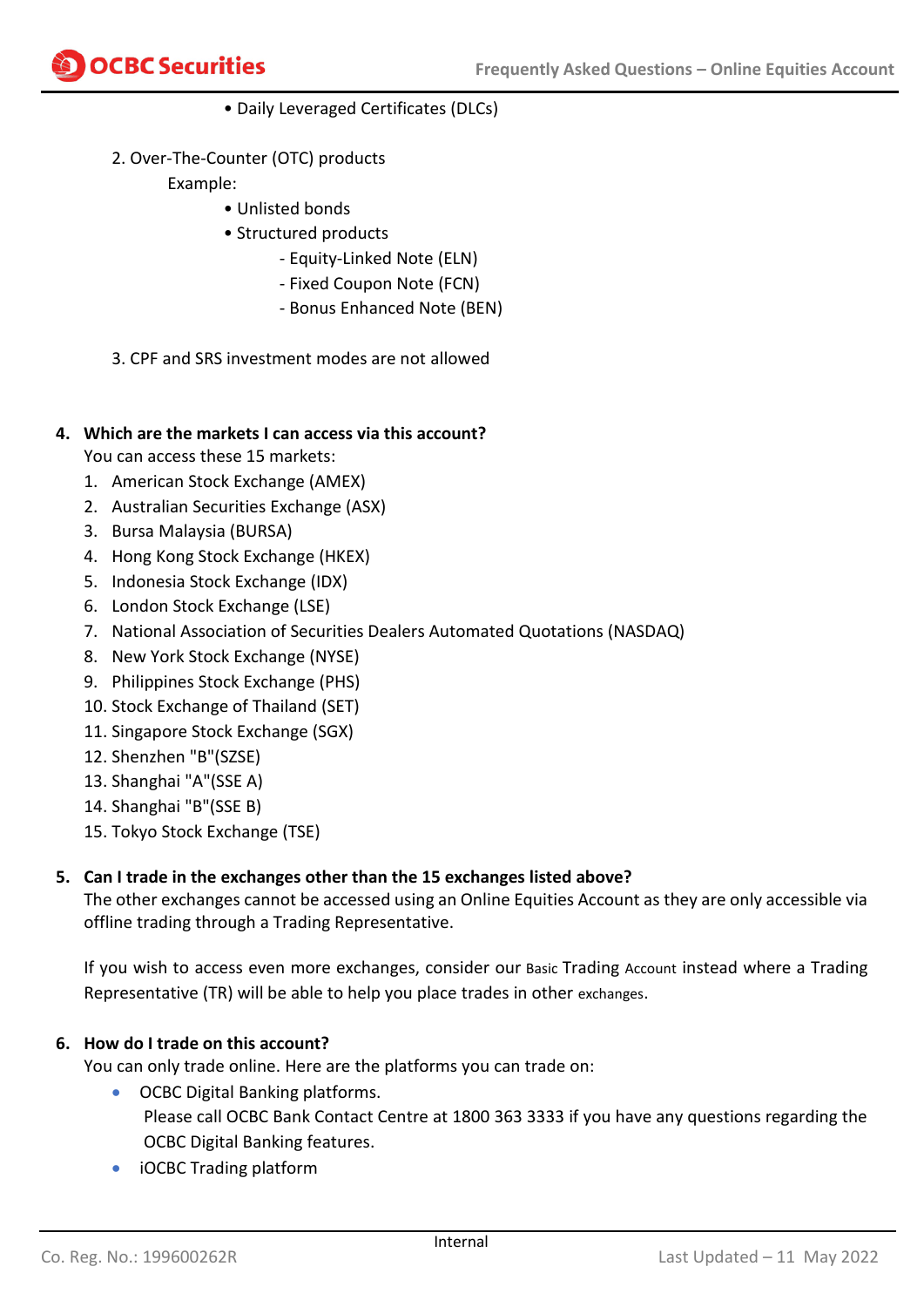- Daily Leveraged Certificates (DLCs)

2. Over-The-Counter (OTC) products

   Example:

   - Unlisted bonds
   - Structured products
     - Equity-Linked Note (ELN)
     - Fixed Coupon Note (FCN)
     - Bonus Enhanced Note (BEN)

3. CPF and SRS investment modes are not allowed

**4. Which are the markets I can access via this account?**

You can access these 15 markets:

1. American Stock Exchange (AMEX)
2. Australian Securities Exchange (ASX)
3. Bursa Malaysia (BURSA)
4. Hong Kong Stock Exchange (HKEX)
5. Indonesia Stock Exchange (IDX)
6. London Stock Exchange (LSE)
7. National Association of Securities Dealers Automated Quotations (NASDAQ)
8. New York Stock Exchange (NYSE)
9. Philippines Stock Exchange (PHS)
10. Stock Exchange of Thailand (SET)
11. Singapore Stock Exchange (SGX)
12. Shenzhen "B"(SZSE)
13. Shanghai "A"(SSE A)
14. Shanghai "B"(SSE B)
15. Tokyo Stock Exchange (TSE)

**5. Can I trade in the exchanges other than the 15 exchanges listed above?**

The other exchanges cannot be accessed using an Online Equities Account as they are only accessible via offline trading through a Trading Representative.

If you wish to access even more exchanges, consider our Basic Trading Account instead where a Trading Representative (TR) will be able to help you place trades in other exchanges.

**6. How do I trade on this account?**

You can only trade online. Here are the platforms you can trade on:

- OCBC Digital Banking platforms.
  Please call OCBC Bank Contact Centre at 1800 363 3333 if you have any questions regarding the OCBC Digital Banking features.
- iOCBC Trading platform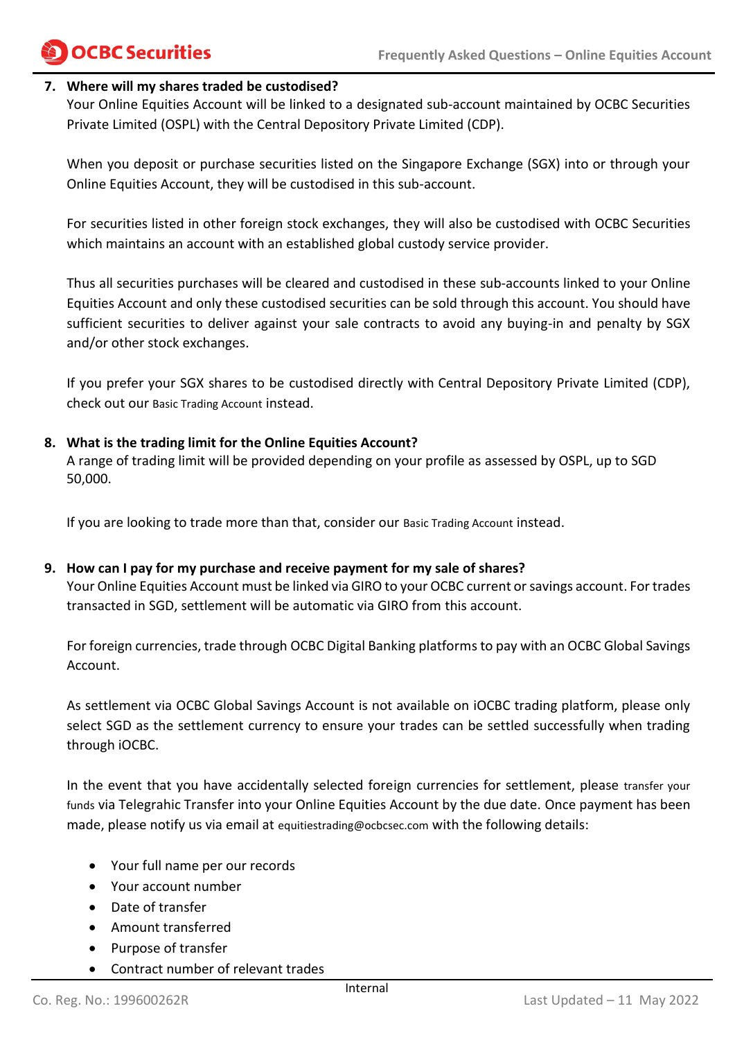7. **Where will my shares traded be custodised?**

   Your Online Equities Account will be linked to a designated sub-account maintained by OCBC Securities Private Limited (OSPL) with the Central Depository Private Limited (CDP).

   When you deposit or purchase securities listed on the Singapore Exchange (SGX) into or through your Online Equities Account, they will be custodised in this sub-account.

   For securities listed in other foreign stock exchanges, they will also be custodised with OCBC Securities which maintains an account with an established global custody service provider.

   Thus all securities purchases will be cleared and custodised in these sub-accounts linked to your Online Equities Account and only these custodised securities can be sold through this account. You should have sufficient securities to deliver against your sale contracts to avoid any buying-in and penalty by SGX and/or other stock exchanges.

   If you prefer your SGX shares to be custodised directly with Central Depository Private Limited (CDP), check out our Basic Trading Account instead.

8. **What is the trading limit for the Online Equities Account?**

   A range of trading limit will be provided depending on your profile as assessed by OSPL, up to SGD 50,000.

   If you are looking to trade more than that, consider our Basic Trading Account instead.

9. **How can I pay for my purchase and receive payment for my sale of shares?**

   Your Online Equities Account must be linked via GIRO to your OCBC current or savings account. For trades transacted in SGD, settlement will be automatic via GIRO from this account.

   For foreign currencies, trade through OCBC Digital Banking platforms to pay with an OCBC Global Savings Account.

   As settlement via OCBC Global Savings Account is not available on iOCBC trading platform, please only select SGD as the settlement currency to ensure your trades can be settled successfully when trading through iOCBC.

   In the event that you have accidentally selected foreign currencies for settlement, please transfer your funds via Telegrahic Transfer into your Online Equities Account by the due date. Once payment has been made, please notify us via email at equitiestrading@ocbcsec.com with the following details:

   - Your full name per our records
   - Your account number
   - Date of transfer
   - Amount transferred
   - Purpose of transfer
   - Contract number of relevant trades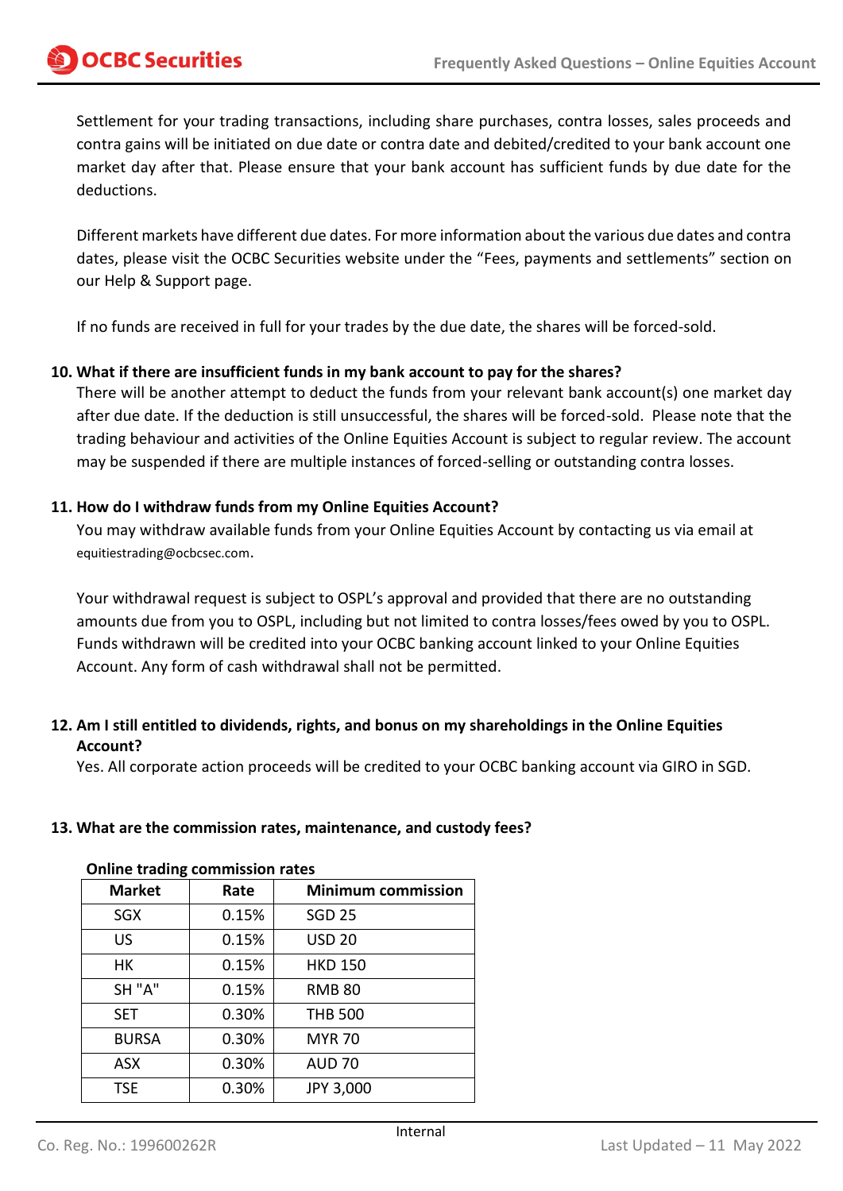Settlement for your trading transactions, including share purchases, contra losses, sales proceeds and contra gains will be initiated on due date or contra date and debited/credited to your bank account one market day after that. Please ensure that your bank account has sufficient funds by due date for the deductions.

Different markets have different due dates. For more information about the various due dates and contra dates, please visit the OCBC Securities website under the "Fees, payments and settlements" section on our Help & Support page.

If no funds are received in full for your trades by the due date, the shares will be forced-sold.

**10. What if there are insufficient funds in my bank account to pay for the shares?**

There will be another attempt to deduct the funds from your relevant bank account(s) one market day after due date. If the deduction is still unsuccessful, the shares will be forced-sold. Please note that the trading behaviour and activities of the Online Equities Account is subject to regular review. The account may be suspended if there are multiple instances of forced-selling or outstanding contra losses.

**11. How do I withdraw funds from my Online Equities Account?**

You may withdraw available funds from your Online Equities Account by contacting us via email at equitiestrading@ocbcsec.com.

Your withdrawal request is subject to OSPL's approval and provided that there are no outstanding amounts due from you to OSPL, including but not limited to contra losses/fees owed by you to OSPL. Funds withdrawn will be credited into your OCBC banking account linked to your Online Equities Account. Any form of cash withdrawal shall not be permitted.

**12. Am I still entitled to dividends, rights, and bonus on my shareholdings in the Online Equities Account?**

Yes. All corporate action proceeds will be credited to your OCBC banking account via GIRO in SGD.

**13. What are the commission rates, maintenance, and custody fees?**

**Online trading commission rates**

| Market | Rate | Minimum commission |
|---|---|---|
| SGX | 0.15% | SGD 25 |
| US | 0.15% | USD 20 |
| HK | 0.15% | HKD 150 |
| SH "A" | 0.15% | RMB 80 |
| SET | 0.30% | THB 500 |
| BURSA | 0.30% | MYR 70 |
| ASX | 0.30% | AUD 70 |
| TSE | 0.30% | JPY 3,000 |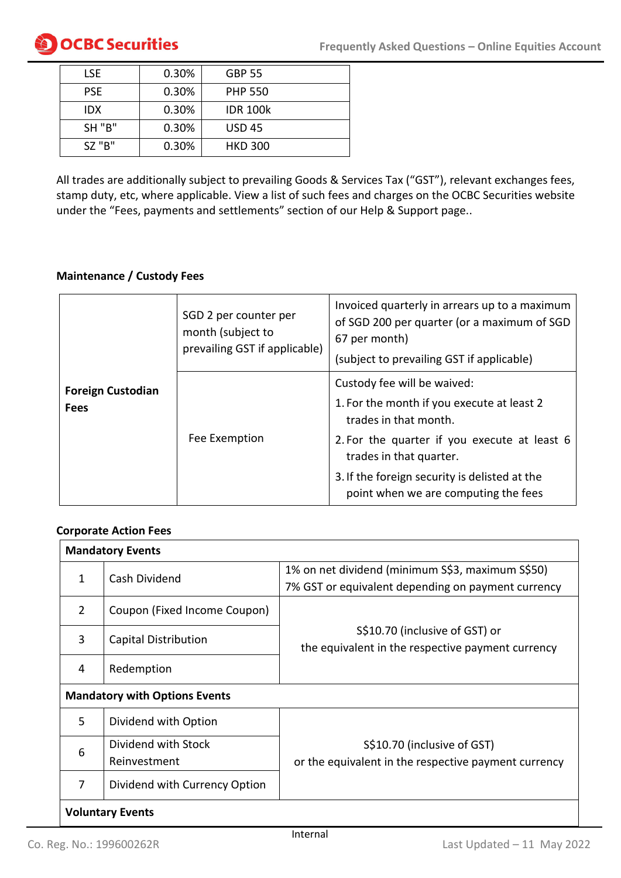| LSE | 0.30% | GBP 55 |
|---|---|---|
| PSE | 0.30% | PHP 550 |
| IDX | 0.30% | IDR 100k |
| SH "B" | 0.30% | USD 45 |
| SZ "B" | 0.30% | HKD 300 |

All trades are additionally subject to prevailing Goods & Services Tax ("GST"), relevant exchanges fees, stamp duty, etc, where applicable. View a list of such fees and charges on the OCBC Securities website under the "Fees, payments and settlements" section of our Help & Support page..

**Maintenance / Custody Fees**

| | | |
|---|---|---|
| **Foreign Custodian Fees** | SGD 2 per counter per month (subject to prevailing GST if applicable) | Invoiced quarterly in arrears up to a maximum of SGD 200 per quarter (or a maximum of SGD 67 per month)<br>(subject to prevailing GST if applicable) |
| | Fee Exemption | Custody fee will be waived:<br>1. For the month if you execute at least 2 trades in that month.<br>2. For the quarter if you execute at least 6 trades in that quarter.<br>3. If the foreign security is delisted at the point when we are computing the fees |

**Corporate Action Fees**

| **Mandatory Events** | | |
|---|---|---|
| 1 | Cash Dividend | 1% on net dividend (minimum S$3, maximum S$50)<br>7% GST or equivalent depending on payment currency |
| 2 | Coupon (Fixed Income Coupon) | S$10.70 (inclusive of GST) or the equivalent in the respective payment currency |
| 3 | Capital Distribution | |
| 4 | Redemption | |
| **Mandatory with Options Events** | | |
| 5 | Dividend with Option | S$10.70 (inclusive of GST) or the equivalent in the respective payment currency |
| 6 | Dividend with Stock Reinvestment | |
| 7 | Dividend with Currency Option | |
| **Voluntary Events** | | |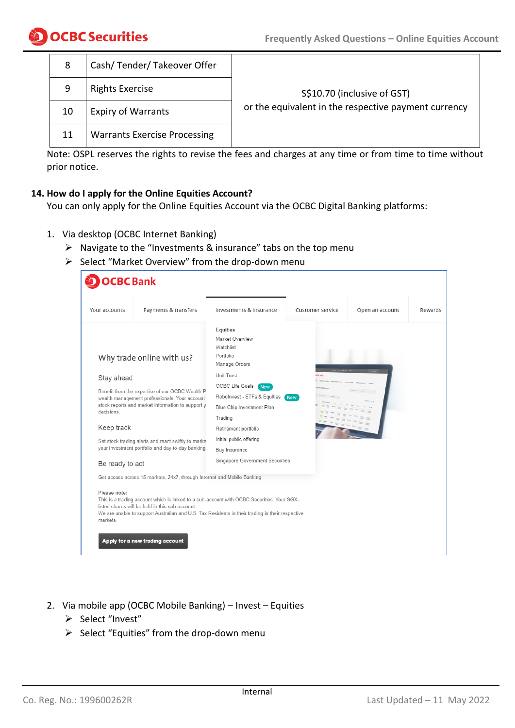| 8 | Cash/ Tender/ Takeover Offer | S$10.70 (inclusive of GST) or the equivalent in the respective payment currency |
| --- | --- | --- |
| 9 | Rights Exercise | |
| 10 | Expiry of Warrants | |
| 11 | Warrants Exercise Processing | |

Note: OSPL reserves the rights to revise the fees and charges at any time or from time to time without prior notice.

**14. How do I apply for the Online Equities Account?**

You can only apply for the Online Equities Account via the OCBC Digital Banking platforms:

1. Via desktop (OCBC Internet Banking)
   - Navigate to the "Investments & insurance" tabs on the top menu
   - Select "Market Overview" from the drop-down menu

2. Via mobile app (OCBC Mobile Banking) – Invest – Equities
   - Select "Invest"
   - Select "Equities" from the drop-down menu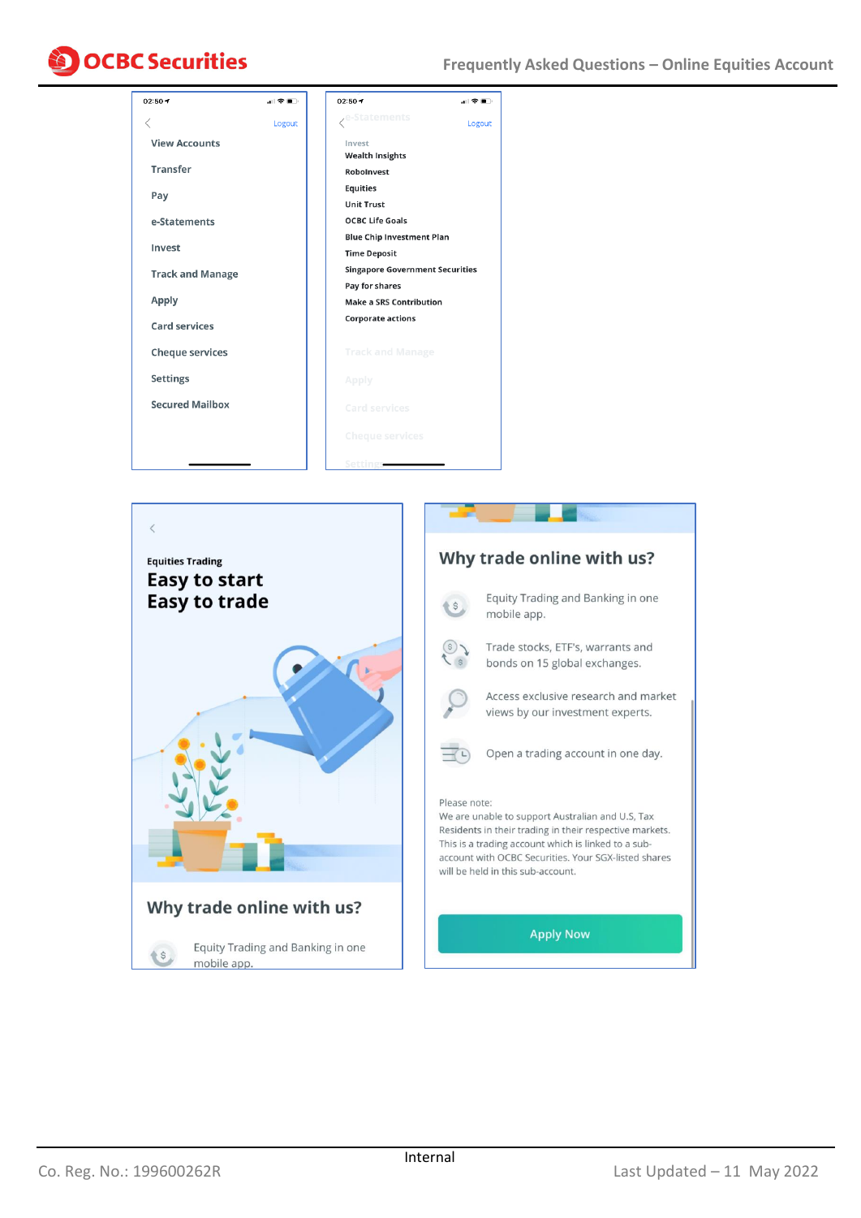View Accounts

Transfer

Pay

e-Statements

Invest

Track and Manage

Apply

Card services

Cheque services

Settings

Secured Mailbox

Invest

Wealth Insights

RoboInvest

Equities

Unit Trust

OCBC Life Goals

Blue Chip Investment Plan

Time Deposit

Singapore Government Securities

Pay for shares

Make a SRS Contribution

Corporate actions

Equities Trading

**Easy to start**
**Easy to trade**

## Why trade online with us?

- Equity Trading and Banking in one mobile app.
- Trade stocks, ETF's, warrants and bonds on 15 global exchanges.
- Access exclusive research and market views by our investment experts.
- Open a trading account in one day.

Please note:
We are unable to support Australian and U.S, Tax Residents in their trading in their respective markets. This is a trading account which is linked to a sub-account with OCBC Securities. Your SGX-listed shares will be held in this sub-account.

Apply Now